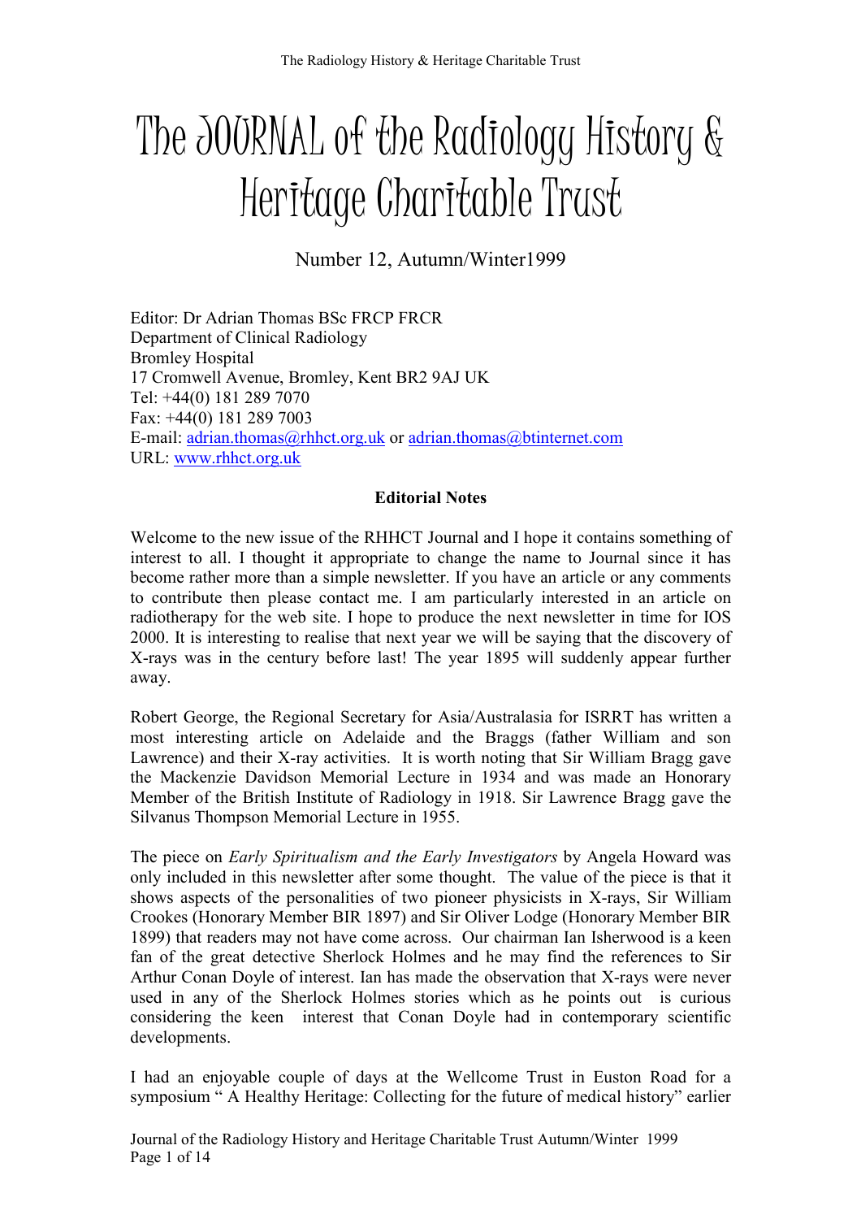# The JOURNAL of the Radiology History & Heritage Charitable Trust

Number 12, Autumn/Winter1999

Editor: Dr Adrian Thomas BSc FRCP FRCR
Department of Clinical Radiology
Bromley Hospital
17 Cromwell Avenue, Bromley, Kent BR2 9AJ UK
Tel: +44(0) 181 289 7070
Fax: +44(0) 181 289 7003
E-mail: adrian.thomas@rhhct.org.uk or adrian.thomas@btinternet.com
URL: www.rhhct.org.uk

**Editorial Notes**

Welcome to the new issue of the RHHCT Journal and I hope it contains something of interest to all. I thought it appropriate to change the name to Journal since it has become rather more than a simple newsletter. If you have an article or any comments to contribute then please contact me. I am particularly interested in an article on radiotherapy for the web site. I hope to produce the next newsletter in time for IOS 2000. It is interesting to realise that next year we will be saying that the discovery of X-rays was in the century before last! The year 1895 will suddenly appear further away.

Robert George, the Regional Secretary for Asia/Australasia for ISRRT has written a most interesting article on Adelaide and the Braggs (father William and son Lawrence) and their X-ray activities. It is worth noting that Sir William Bragg gave the Mackenzie Davidson Memorial Lecture in 1934 and was made an Honorary Member of the British Institute of Radiology in 1918. Sir Lawrence Bragg gave the Silvanus Thompson Memorial Lecture in 1955.

The piece on *Early Spiritualism and the Early Investigators* by Angela Howard was only included in this newsletter after some thought. The value of the piece is that it shows aspects of the personalities of two pioneer physicists in X-rays, Sir William Crookes (Honorary Member BIR 1897) and Sir Oliver Lodge (Honorary Member BIR 1899) that readers may not have come across. Our chairman Ian Isherwood is a keen fan of the great detective Sherlock Holmes and he may find the references to Sir Arthur Conan Doyle of interest. Ian has made the observation that X-rays were never used in any of the Sherlock Holmes stories which as he points out is curious considering the keen interest that Conan Doyle had in contemporary scientific developments.

I had an enjoyable couple of days at the Wellcome Trust in Euston Road for a symposium " A Healthy Heritage: Collecting for the future of medical history" earlier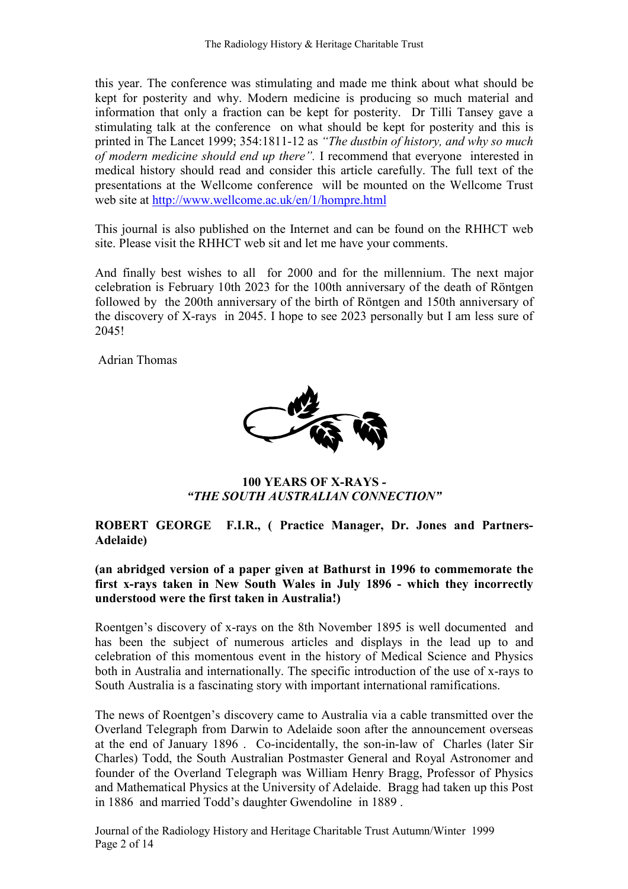this year. The conference was stimulating and made me think about what should be kept for posterity and why. Modern medicine is producing so much material and information that only a fraction can be kept for posterity. Dr Tilli Tansey gave a stimulating talk at the conference on what should be kept for posterity and this is printed in The Lancet 1999; 354:1811-12 as *"The dustbin of history, and why so much of modern medicine should end up there".* I recommend that everyone interested in medical history should read and consider this article carefully. The full text of the presentations at the Wellcome conference will be mounted on the Wellcome Trust web site at http://www.wellcome.ac.uk/en/1/hompre.html

This journal is also published on the Internet and can be found on the RHHCT web site. Please visit the RHHCT web sit and let me have your comments.

And finally best wishes to all for 2000 and for the millennium. The next major celebration is February 10th 2023 for the 100th anniversary of the death of Röntgen followed by the 200th anniversary of the birth of Röntgen and 150th anniversary of the discovery of X-rays in 2045. I hope to see 2023 personally but I am less sure of 2045!

Adrian Thomas

## 100 YEARS OF X-RAYS - *"THE SOUTH AUSTRALIAN CONNECTION"*

**ROBERT GEORGE F.I.R., ( Practice Manager, Dr. Jones and Partners- Adelaide)**

**(an abridged version of a paper given at Bathurst in 1996 to commemorate the first x-rays taken in New South Wales in July 1896 - which they incorrectly understood were the first taken in Australia!)**

Roentgen's discovery of x-rays on the 8th November 1895 is well documented and has been the subject of numerous articles and displays in the lead up to and celebration of this momentous event in the history of Medical Science and Physics both in Australia and internationally. The specific introduction of the use of x-rays to South Australia is a fascinating story with important international ramifications.

The news of Roentgen's discovery came to Australia via a cable transmitted over the Overland Telegraph from Darwin to Adelaide soon after the announcement overseas at the end of January 1896 . Co-incidentally, the son-in-law of Charles (later Sir Charles) Todd, the South Australian Postmaster General and Royal Astronomer and founder of the Overland Telegraph was William Henry Bragg, Professor of Physics and Mathematical Physics at the University of Adelaide. Bragg had taken up this Post in 1886 and married Todd's daughter Gwendoline in 1889 .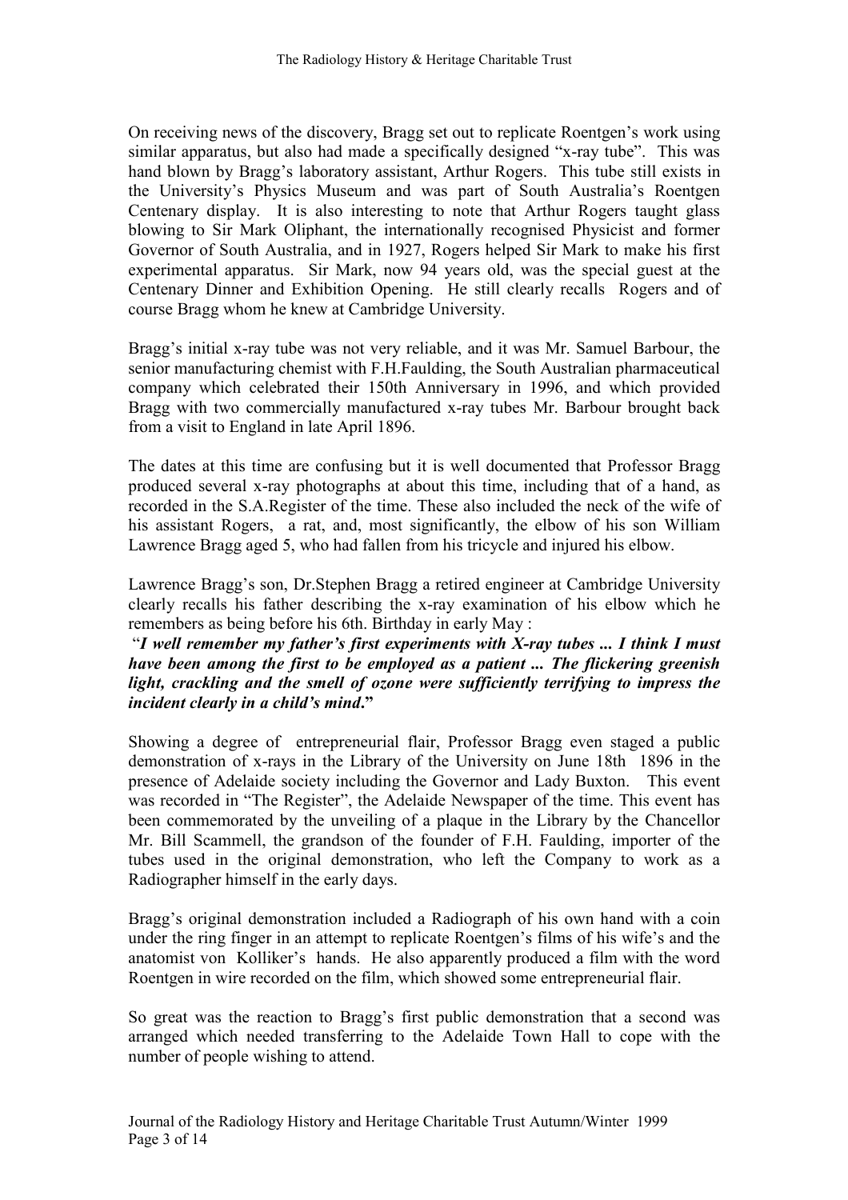On receiving news of the discovery, Bragg set out to replicate Roentgen's work using similar apparatus, but also had made a specifically designed "x-ray tube". This was hand blown by Bragg's laboratory assistant, Arthur Rogers. This tube still exists in the University's Physics Museum and was part of South Australia's Roentgen Centenary display. It is also interesting to note that Arthur Rogers taught glass blowing to Sir Mark Oliphant, the internationally recognised Physicist and former Governor of South Australia, and in 1927, Rogers helped Sir Mark to make his first experimental apparatus. Sir Mark, now 94 years old, was the special guest at the Centenary Dinner and Exhibition Opening. He still clearly recalls Rogers and of course Bragg whom he knew at Cambridge University.

Bragg's initial x-ray tube was not very reliable, and it was Mr. Samuel Barbour, the senior manufacturing chemist with F.H.Faulding, the South Australian pharmaceutical company which celebrated their 150th Anniversary in 1996, and which provided Bragg with two commercially manufactured x-ray tubes Mr. Barbour brought back from a visit to England in late April 1896.

The dates at this time are confusing but it is well documented that Professor Bragg produced several x-ray photographs at about this time, including that of a hand, as recorded in the S.A.Register of the time. These also included the neck of the wife of his assistant Rogers, a rat, and, most significantly, the elbow of his son William Lawrence Bragg aged 5, who had fallen from his tricycle and injured his elbow.

Lawrence Bragg's son, Dr.Stephen Bragg a retired engineer at Cambridge University clearly recalls his father describing the x-ray examination of his elbow which he remembers as being before his 6th. Birthday in early May :

***"I well remember my father's first experiments with X-ray tubes ... I think I must have been among the first to be employed as a patient ... The flickering greenish light, crackling and the smell of ozone were sufficiently terrifying to impress the incident clearly in a child's mind."***

Showing a degree of entrepreneurial flair, Professor Bragg even staged a public demonstration of x-rays in the Library of the University on June 18th 1896 in the presence of Adelaide society including the Governor and Lady Buxton. This event was recorded in "The Register", the Adelaide Newspaper of the time. This event has been commemorated by the unveiling of a plaque in the Library by the Chancellor Mr. Bill Scammell, the grandson of the founder of F.H. Faulding, importer of the tubes used in the original demonstration, who left the Company to work as a Radiographer himself in the early days.

Bragg's original demonstration included a Radiograph of his own hand with a coin under the ring finger in an attempt to replicate Roentgen's films of his wife's and the anatomist von Kolliker's hands. He also apparently produced a film with the word Roentgen in wire recorded on the film, which showed some entrepreneurial flair.

So great was the reaction to Bragg's first public demonstration that a second was arranged which needed transferring to the Adelaide Town Hall to cope with the number of people wishing to attend.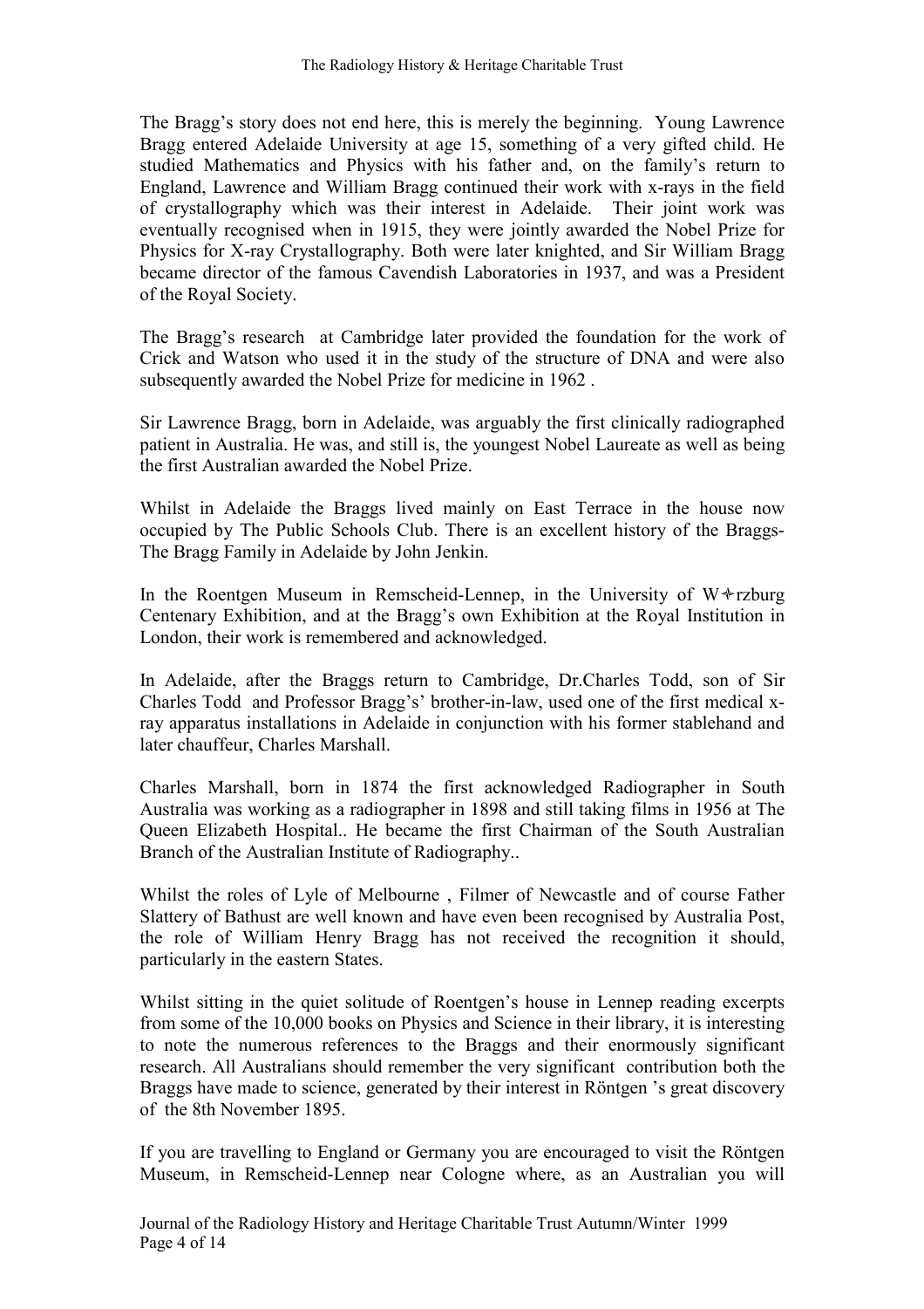The Bragg's story does not end here, this is merely the beginning. Young Lawrence Bragg entered Adelaide University at age 15, something of a very gifted child. He studied Mathematics and Physics with his father and, on the family's return to England, Lawrence and William Bragg continued their work with x-rays in the field of crystallography which was their interest in Adelaide. Their joint work was eventually recognised when in 1915, they were jointly awarded the Nobel Prize for Physics for X-ray Crystallography. Both were later knighted, and Sir William Bragg became director of the famous Cavendish Laboratories in 1937, and was a President of the Royal Society.

The Bragg's research at Cambridge later provided the foundation for the work of Crick and Watson who used it in the study of the structure of DNA and were also subsequently awarded the Nobel Prize for medicine in 1962 .

Sir Lawrence Bragg, born in Adelaide, was arguably the first clinically radiographed patient in Australia. He was, and still is, the youngest Nobel Laureate as well as being the first Australian awarded the Nobel Prize.

Whilst in Adelaide the Braggs lived mainly on East Terrace in the house now occupied by The Public Schools Club. There is an excellent history of the Braggs-The Bragg Family in Adelaide by John Jenkin.

In the Roentgen Museum in Remscheid-Lennep, in the University of W✧rzburg Centenary Exhibition, and at the Bragg's own Exhibition at the Royal Institution in London, their work is remembered and acknowledged.

In Adelaide, after the Braggs return to Cambridge, Dr.Charles Todd, son of Sir Charles Todd and Professor Bragg's' brother-in-law, used one of the first medical x-ray apparatus installations in Adelaide in conjunction with his former stablehand and later chauffeur, Charles Marshall.

Charles Marshall, born in 1874 the first acknowledged Radiographer in South Australia was working as a radiographer in 1898 and still taking films in 1956 at The Queen Elizabeth Hospital.. He became the first Chairman of the South Australian Branch of the Australian Institute of Radiography..

Whilst the roles of Lyle of Melbourne , Filmer of Newcastle and of course Father Slattery of Bathust are well known and have even been recognised by Australia Post, the role of William Henry Bragg has not received the recognition it should, particularly in the eastern States.

Whilst sitting in the quiet solitude of Roentgen's house in Lennep reading excerpts from some of the 10,000 books on Physics and Science in their library, it is interesting to note the numerous references to the Braggs and their enormously significant research. All Australians should remember the very significant contribution both the Braggs have made to science, generated by their interest in Röntgen 's great discovery of the 8th November 1895.

If you are travelling to England or Germany you are encouraged to visit the Röntgen Museum, in Remscheid-Lennep near Cologne where, as an Australian you will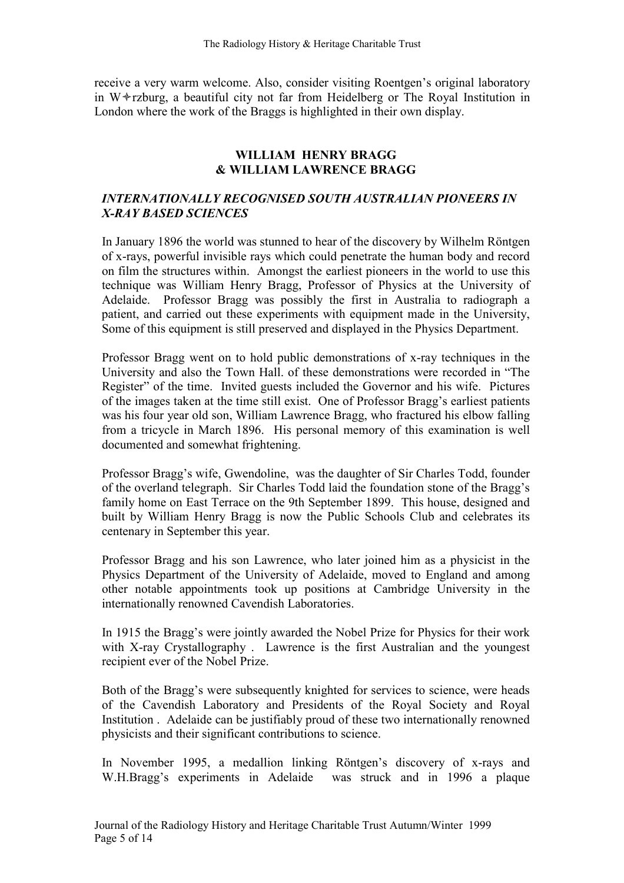receive a very warm welcome. Also, consider visiting Roentgen's original laboratory in W✧rzburg, a beautiful city not far from Heidelberg or The Royal Institution in London where the work of the Braggs is highlighted in their own display.

## WILLIAM HENRY BRAGG & WILLIAM LAWRENCE BRAGG

### *INTERNATIONALLY RECOGNISED SOUTH AUSTRALIAN PIONEERS IN X-RAY BASED SCIENCES*

In January 1896 the world was stunned to hear of the discovery by Wilhelm Röntgen of x-rays, powerful invisible rays which could penetrate the human body and record on film the structures within. Amongst the earliest pioneers in the world to use this technique was William Henry Bragg, Professor of Physics at the University of Adelaide. Professor Bragg was possibly the first in Australia to radiograph a patient, and carried out these experiments with equipment made in the University, Some of this equipment is still preserved and displayed in the Physics Department.

Professor Bragg went on to hold public demonstrations of x-ray techniques in the University and also the Town Hall. of these demonstrations were recorded in "The Register" of the time. Invited guests included the Governor and his wife. Pictures of the images taken at the time still exist. One of Professor Bragg's earliest patients was his four year old son, William Lawrence Bragg, who fractured his elbow falling from a tricycle in March 1896. His personal memory of this examination is well documented and somewhat frightening.

Professor Bragg's wife, Gwendoline, was the daughter of Sir Charles Todd, founder of the overland telegraph. Sir Charles Todd laid the foundation stone of the Bragg's family home on East Terrace on the 9th September 1899. This house, designed and built by William Henry Bragg is now the Public Schools Club and celebrates its centenary in September this year.

Professor Bragg and his son Lawrence, who later joined him as a physicist in the Physics Department of the University of Adelaide, moved to England and among other notable appointments took up positions at Cambridge University in the internationally renowned Cavendish Laboratories.

In 1915 the Bragg's were jointly awarded the Nobel Prize for Physics for their work with X-ray Crystallography . Lawrence is the first Australian and the youngest recipient ever of the Nobel Prize.

Both of the Bragg's were subsequently knighted for services to science, were heads of the Cavendish Laboratory and Presidents of the Royal Society and Royal Institution . Adelaide can be justifiably proud of these two internationally renowned physicists and their significant contributions to science.

In November 1995, a medallion linking Röntgen's discovery of x-rays and W.H.Bragg's experiments in Adelaide was struck and in 1996 a plaque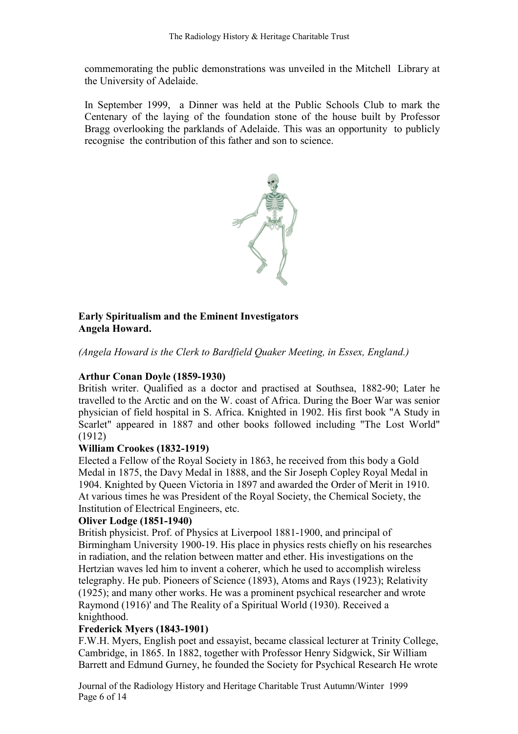commemorating the public demonstrations was unveiled in the Mitchell Library at the University of Adelaide.

In September 1999, a Dinner was held at the Public Schools Club to mark the Centenary of the laying of the foundation stone of the house built by Professor Bragg overlooking the parklands of Adelaide. This was an opportunity to publicly recognise the contribution of this father and son to science.

**Early Spiritualism and the Eminent Investigators**
**Angela Howard.**

*(Angela Howard is the Clerk to Bardfield Quaker Meeting, in Essex, England.)*

**Arthur Conan Doyle (1859-1930)**

British writer. Qualified as a doctor and practised at Southsea, 1882-90; Later he travelled to the Arctic and on the W. coast of Africa. During the Boer War was senior physician of field hospital in S. Africa. Knighted in 1902. His first book "A Study in Scarlet" appeared in 1887 and other books followed including "The Lost World" (1912)

**William Crookes (1832-1919)**

Elected a Fellow of the Royal Society in 1863, he received from this body a Gold Medal in 1875, the Davy Medal in 1888, and the Sir Joseph Copley Royal Medal in 1904. Knighted by Queen Victoria in 1897 and awarded the Order of Merit in 1910. At various times he was President of the Royal Society, the Chemical Society, the Institution of Electrical Engineers, etc.

**Oliver Lodge (1851-1940)**

British physicist. Prof. of Physics at Liverpool 1881-1900, and principal of Birmingham University 1900-19. His place in physics rests chiefly on his researches in radiation, and the relation between matter and ether. His investigations on the Hertzian waves led him to invent a coherer, which he used to accomplish wireless telegraphy. He pub. Pioneers of Science (1893), Atoms and Rays (1923); Relativity (1925); and many other works. He was a prominent psychical researcher and wrote Raymond (1916)' and The Reality of a Spiritual World (1930). Received a knighthood.

**Frederick Myers (1843-1901)**

F.W.H. Myers, English poet and essayist, became classical lecturer at Trinity College, Cambridge, in 1865. In 1882, together with Professor Henry Sidgwick, Sir William Barrett and Edmund Gurney, he founded the Society for Psychical Research He wrote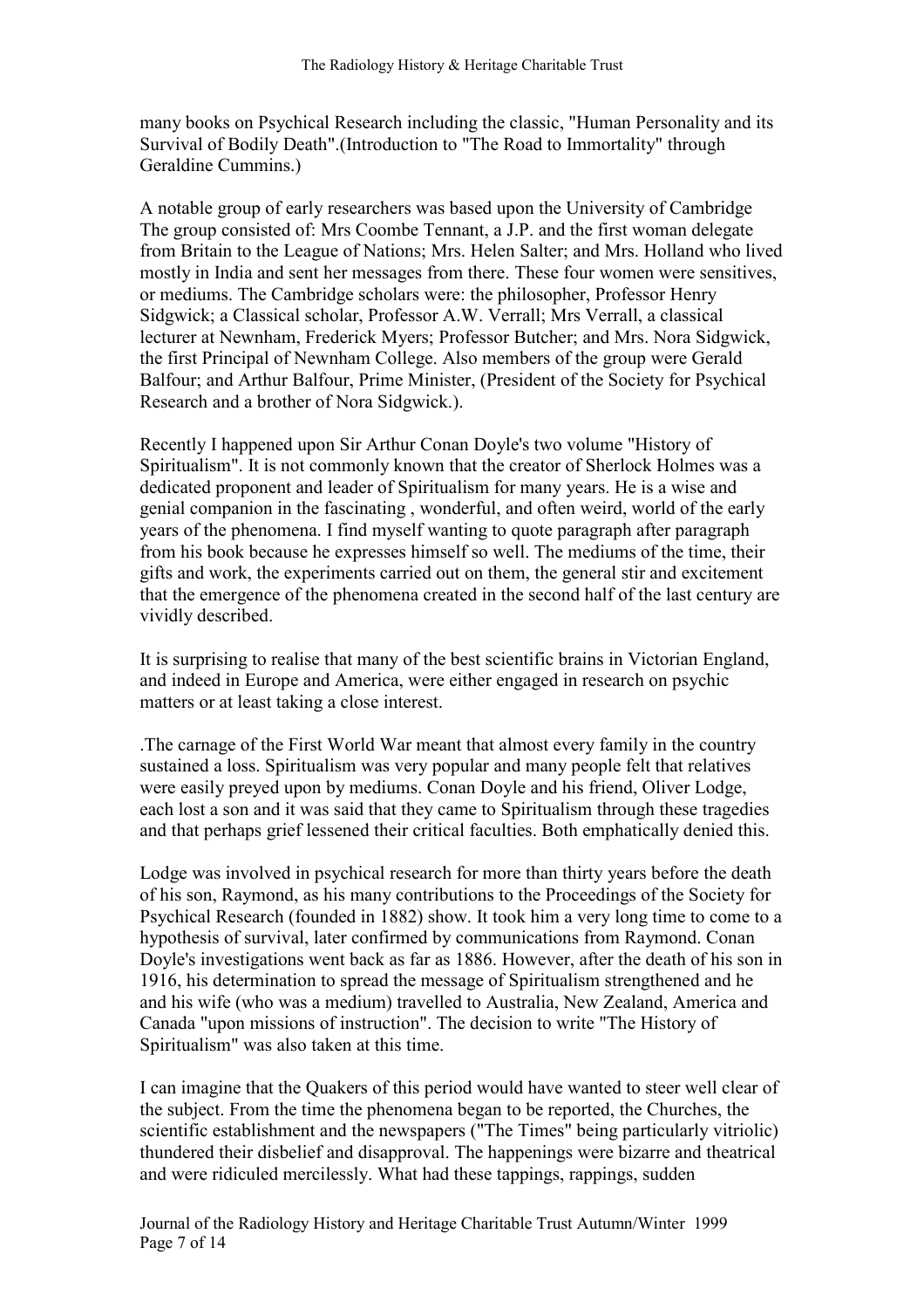many books on Psychical Research including the classic, "Human Personality and its Survival of Bodily Death".(Introduction to "The Road to Immortality" through Geraldine Cummins.)

A notable group of early researchers was based upon the University of Cambridge The group consisted of: Mrs Coombe Tennant, a J.P. and the first woman delegate from Britain to the League of Nations; Mrs. Helen Salter; and Mrs. Holland who lived mostly in India and sent her messages from there. These four women were sensitives, or mediums. The Cambridge scholars were: the philosopher, Professor Henry Sidgwick; a Classical scholar, Professor A.W. Verrall; Mrs Verrall, a classical lecturer at Newnham, Frederick Myers; Professor Butcher; and Mrs. Nora Sidgwick, the first Principal of Newnham College. Also members of the group were Gerald Balfour; and Arthur Balfour, Prime Minister, (President of the Society for Psychical Research and a brother of Nora Sidgwick.).

Recently I happened upon Sir Arthur Conan Doyle's two volume "History of Spiritualism". It is not commonly known that the creator of Sherlock Holmes was a dedicated proponent and leader of Spiritualism for many years. He is a wise and genial companion in the fascinating , wonderful, and often weird, world of the early years of the phenomena. I find myself wanting to quote paragraph after paragraph from his book because he expresses himself so well. The mediums of the time, their gifts and work, the experiments carried out on them, the general stir and excitement that the emergence of the phenomena created in the second half of the last century are vividly described.

It is surprising to realise that many of the best scientific brains in Victorian England, and indeed in Europe and America, were either engaged in research on psychic matters or at least taking a close interest.

.The carnage of the First World War meant that almost every family in the country sustained a loss. Spiritualism was very popular and many people felt that relatives were easily preyed upon by mediums. Conan Doyle and his friend, Oliver Lodge, each lost a son and it was said that they came to Spiritualism through these tragedies and that perhaps grief lessened their critical faculties. Both emphatically denied this.

Lodge was involved in psychical research for more than thirty years before the death of his son, Raymond, as his many contributions to the Proceedings of the Society for Psychical Research (founded in 1882) show. It took him a very long time to come to a hypothesis of survival, later confirmed by communications from Raymond. Conan Doyle's investigations went back as far as 1886. However, after the death of his son in 1916, his determination to spread the message of Spiritualism strengthened and he and his wife (who was a medium) travelled to Australia, New Zealand, America and Canada "upon missions of instruction". The decision to write "The History of Spiritualism" was also taken at this time.

I can imagine that the Quakers of this period would have wanted to steer well clear of the subject. From the time the phenomena began to be reported, the Churches, the scientific establishment and the newspapers ("The Times" being particularly vitriolic) thundered their disbelief and disapproval. The happenings were bizarre and theatrical and were ridiculed mercilessly. What had these tappings, rappings, sudden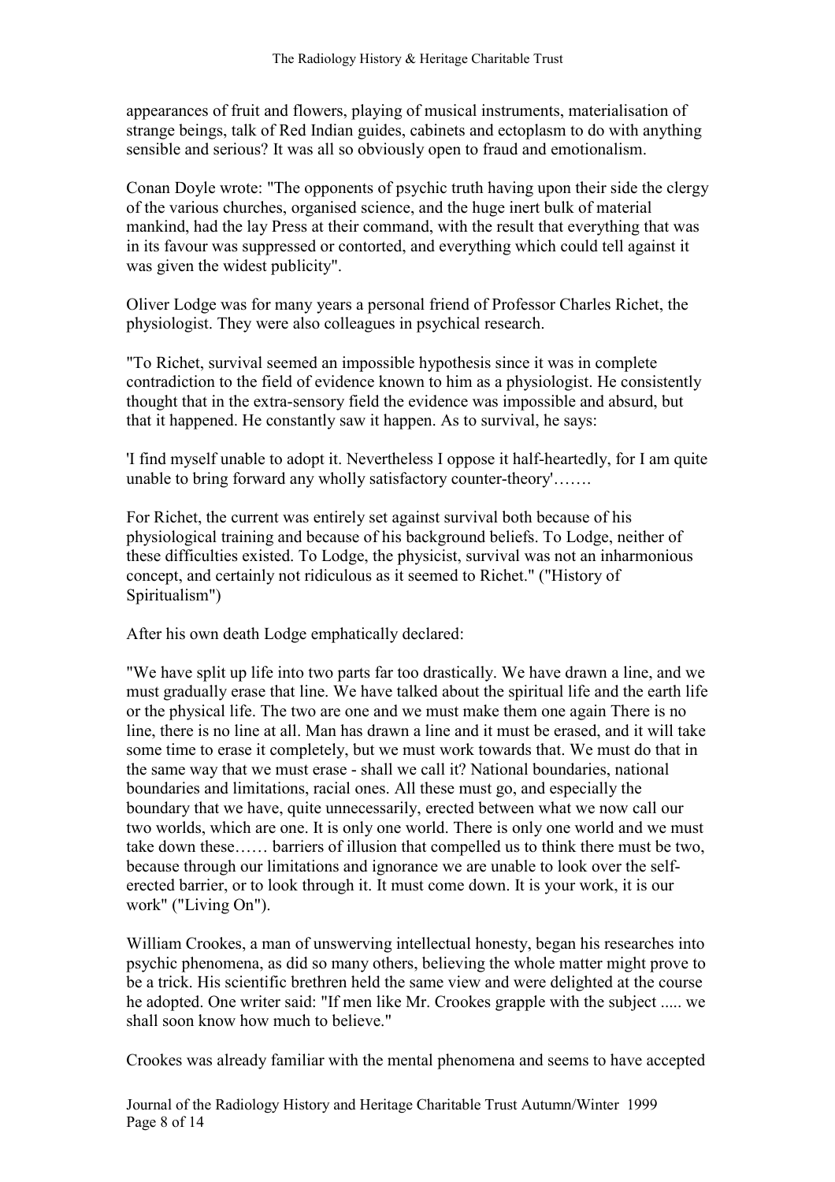appearances of fruit and flowers, playing of musical instruments, materialisation of strange beings, talk of Red Indian guides, cabinets and ectoplasm to do with anything sensible and serious? It was all so obviously open to fraud and emotionalism.

Conan Doyle wrote: "The opponents of psychic truth having upon their side the clergy of the various churches, organised science, and the huge inert bulk of material mankind, had the lay Press at their command, with the result that everything that was in its favour was suppressed or contorted, and everything which could tell against it was given the widest publicity".

Oliver Lodge was for many years a personal friend of Professor Charles Richet, the physiologist. They were also colleagues in psychical research.

"To Richet, survival seemed an impossible hypothesis since it was in complete contradiction to the field of evidence known to him as a physiologist. He consistently thought that in the extra-sensory field the evidence was impossible and absurd, but that it happened. He constantly saw it happen. As to survival, he says:

'I find myself unable to adopt it. Nevertheless I oppose it half-heartedly, for I am quite unable to bring forward any wholly satisfactory counter-theory'…….

For Richet, the current was entirely set against survival both because of his physiological training and because of his background beliefs. To Lodge, neither of these difficulties existed. To Lodge, the physicist, survival was not an inharmonious concept, and certainly not ridiculous as it seemed to Richet." ("History of Spiritualism")

After his own death Lodge emphatically declared:

"We have split up life into two parts far too drastically. We have drawn a line, and we must gradually erase that line. We have talked about the spiritual life and the earth life or the physical life. The two are one and we must make them one again There is no line, there is no line at all. Man has drawn a line and it must be erased, and it will take some time to erase it completely, but we must work towards that. We must do that in the same way that we must erase - shall we call it? National boundaries, national boundaries and limitations, racial ones. All these must go, and especially the boundary that we have, quite unnecessarily, erected between what we now call our two worlds, which are one. It is only one world. There is only one world and we must take down these…… barriers of illusion that compelled us to think there must be two, because through our limitations and ignorance we are unable to look over the self-erected barrier, or to look through it. It must come down. It is your work, it is our work" ("Living On").

William Crookes, a man of unswerving intellectual honesty, began his researches into psychic phenomena, as did so many others, believing the whole matter might prove to be a trick. His scientific brethren held the same view and were delighted at the course he adopted. One writer said: "If men like Mr. Crookes grapple with the subject ..... we shall soon know how much to believe."

Crookes was already familiar with the mental phenomena and seems to have accepted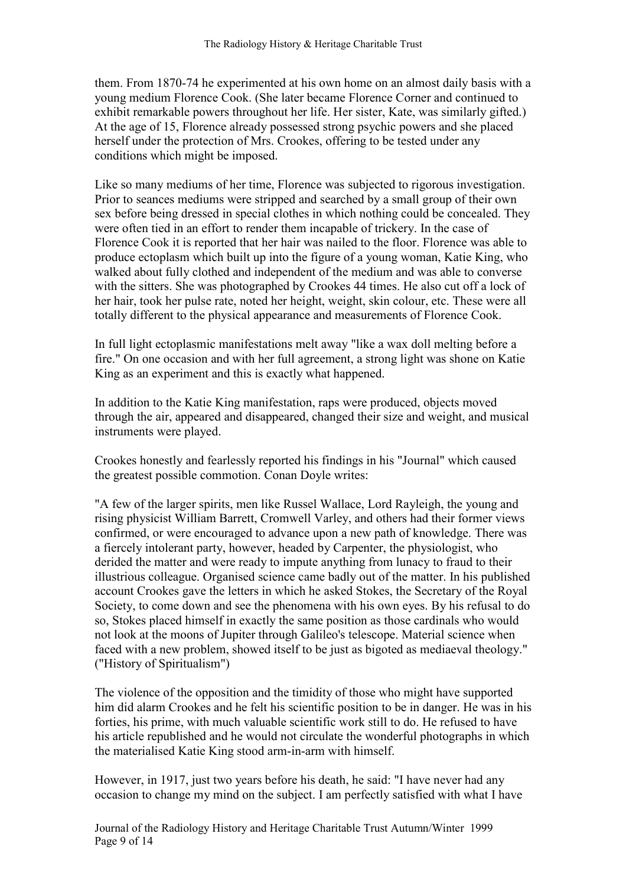them. From 1870-74 he experimented at his own home on an almost daily basis with a young medium Florence Cook. (She later became Florence Corner and continued to exhibit remarkable powers throughout her life. Her sister, Kate, was similarly gifted.) At the age of 15, Florence already possessed strong psychic powers and she placed herself under the protection of Mrs. Crookes, offering to be tested under any conditions which might be imposed.

Like so many mediums of her time, Florence was subjected to rigorous investigation. Prior to seances mediums were stripped and searched by a small group of their own sex before being dressed in special clothes in which nothing could be concealed. They were often tied in an effort to render them incapable of trickery. In the case of Florence Cook it is reported that her hair was nailed to the floor. Florence was able to produce ectoplasm which built up into the figure of a young woman, Katie King, who walked about fully clothed and independent of the medium and was able to converse with the sitters. She was photographed by Crookes 44 times. He also cut off a lock of her hair, took her pulse rate, noted her height, weight, skin colour, etc. These were all totally different to the physical appearance and measurements of Florence Cook.

In full light ectoplasmic manifestations melt away "like a wax doll melting before a fire." On one occasion and with her full agreement, a strong light was shone on Katie King as an experiment and this is exactly what happened.

In addition to the Katie King manifestation, raps were produced, objects moved through the air, appeared and disappeared, changed their size and weight, and musical instruments were played.

Crookes honestly and fearlessly reported his findings in his "Journal" which caused the greatest possible commotion. Conan Doyle writes:

"A few of the larger spirits, men like Russel Wallace, Lord Rayleigh, the young and rising physicist William Barrett, Cromwell Varley, and others had their former views confirmed, or were encouraged to advance upon a new path of knowledge. There was a fiercely intolerant party, however, headed by Carpenter, the physiologist, who derided the matter and were ready to impute anything from lunacy to fraud to their illustrious colleague. Organised science came badly out of the matter. In his published account Crookes gave the letters in which he asked Stokes, the Secretary of the Royal Society, to come down and see the phenomena with his own eyes. By his refusal to do so, Stokes placed himself in exactly the same position as those cardinals who would not look at the moons of Jupiter through Galileo's telescope. Material science when faced with a new problem, showed itself to be just as bigoted as mediaeval theology." ("History of Spiritualism")

The violence of the opposition and the timidity of those who might have supported him did alarm Crookes and he felt his scientific position to be in danger. He was in his forties, his prime, with much valuable scientific work still to do. He refused to have his article republished and he would not circulate the wonderful photographs in which the materialised Katie King stood arm-in-arm with himself.

However, in 1917, just two years before his death, he said: "I have never had any occasion to change my mind on the subject. I am perfectly satisfied with what I have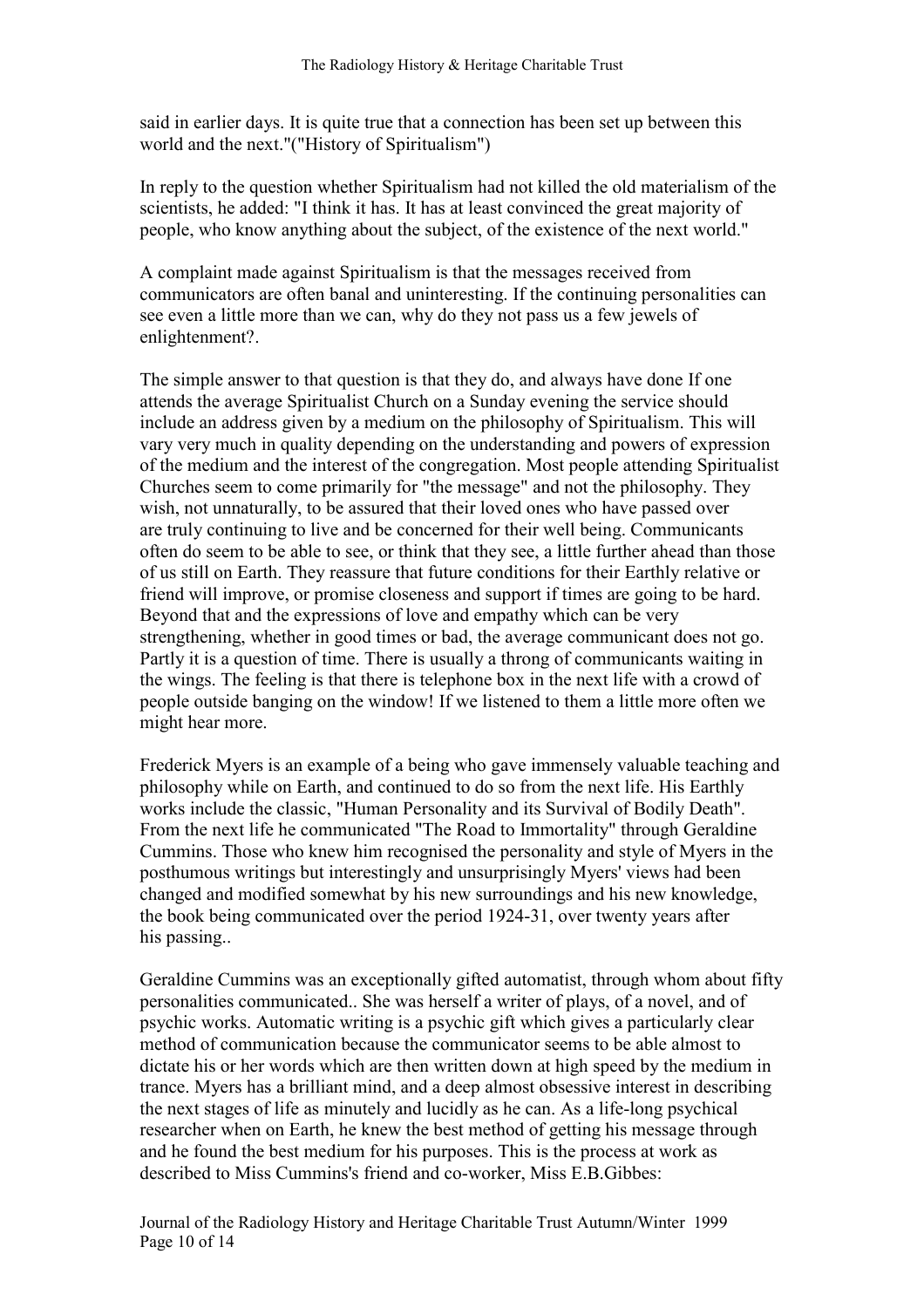said in earlier days. It is quite true that a connection has been set up between this world and the next."("History of Spiritualism")

In reply to the question whether Spiritualism had not killed the old materialism of the scientists, he added: "I think it has. It has at least convinced the great majority of people, who know anything about the subject, of the existence of the next world."

A complaint made against Spiritualism is that the messages received from communicators are often banal and uninteresting. If the continuing personalities can see even a little more than we can, why do they not pass us a few jewels of enlightenment?.

The simple answer to that question is that they do, and always have done If one attends the average Spiritualist Church on a Sunday evening the service should include an address given by a medium on the philosophy of Spiritualism. This will vary very much in quality depending on the understanding and powers of expression of the medium and the interest of the congregation. Most people attending Spiritualist Churches seem to come primarily for "the message" and not the philosophy. They wish, not unnaturally, to be assured that their loved ones who have passed over are truly continuing to live and be concerned for their well being. Communicants often do seem to be able to see, or think that they see, a little further ahead than those of us still on Earth. They reassure that future conditions for their Earthly relative or friend will improve, or promise closeness and support if times are going to be hard. Beyond that and the expressions of love and empathy which can be very strengthening, whether in good times or bad, the average communicant does not go. Partly it is a question of time. There is usually a throng of communicants waiting in the wings. The feeling is that there is telephone box in the next life with a crowd of people outside banging on the window! If we listened to them a little more often we might hear more.

Frederick Myers is an example of a being who gave immensely valuable teaching and philosophy while on Earth, and continued to do so from the next life. His Earthly works include the classic, "Human Personality and its Survival of Bodily Death". From the next life he communicated "The Road to Immortality" through Geraldine Cummins. Those who knew him recognised the personality and style of Myers in the posthumous writings but interestingly and unsurprisingly Myers' views had been changed and modified somewhat by his new surroundings and his new knowledge, the book being communicated over the period 1924-31, over twenty years after his passing..

Geraldine Cummins was an exceptionally gifted automatist, through whom about fifty personalities communicated.. She was herself a writer of plays, of a novel, and of psychic works. Automatic writing is a psychic gift which gives a particularly clear method of communication because the communicator seems to be able almost to dictate his or her words which are then written down at high speed by the medium in trance. Myers has a brilliant mind, and a deep almost obsessive interest in describing the next stages of life as minutely and lucidly as he can. As a life-long psychical researcher when on Earth, he knew the best method of getting his message through and he found the best medium for his purposes. This is the process at work as described to Miss Cummins's friend and co-worker, Miss E.B.Gibbes: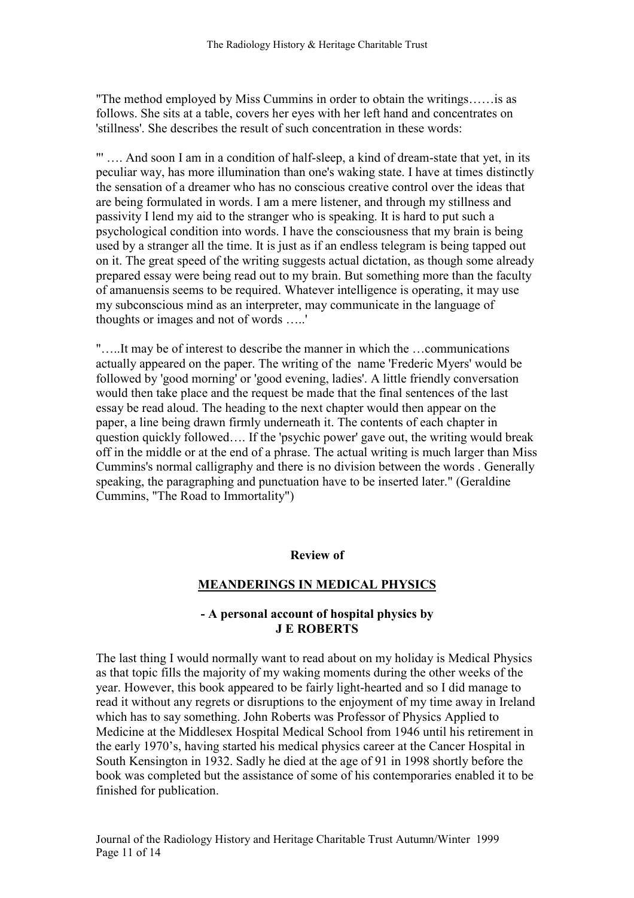"The method employed by Miss Cummins in order to obtain the writings……is as follows. She sits at a table, covers her eyes with her left hand and concentrates on 'stillness'. She describes the result of such concentration in these words:

"' …. And soon I am in a condition of half-sleep, a kind of dream-state that yet, in its peculiar way, has more illumination than one's waking state. I have at times distinctly the sensation of a dreamer who has no conscious creative control over the ideas that are being formulated in words. I am a mere listener, and through my stillness and passivity I lend my aid to the stranger who is speaking. It is hard to put such a psychological condition into words. I have the consciousness that my brain is being used by a stranger all the time. It is just as if an endless telegram is being tapped out on it. The great speed of the writing suggests actual dictation, as though some already prepared essay were being read out to my brain. But something more than the faculty of amanuensis seems to be required. Whatever intelligence is operating, it may use my subconscious mind as an interpreter, may communicate in the language of thoughts or images and not of words …..'

"…..It may be of interest to describe the manner in which the …communications actually appeared on the paper. The writing of the name 'Frederic Myers' would be followed by 'good morning' or 'good evening, ladies'. A little friendly conversation would then take place and the request be made that the final sentences of the last essay be read aloud. The heading to the next chapter would then appear on the paper, a line being drawn firmly underneath it. The contents of each chapter in question quickly followed…. If the 'psychic power' gave out, the writing would break off in the middle or at the end of a phrase. The actual writing is much larger than Miss Cummins's normal calligraphy and there is no division between the words . Generally speaking, the paragraphing and punctuation have to be inserted later." (Geraldine Cummins, "The Road to Immortality")

## Review of

## MEANDERINGS IN MEDICAL PHYSICS

### - A personal account of hospital physics by J E ROBERTS

The last thing I would normally want to read about on my holiday is Medical Physics as that topic fills the majority of my waking moments during the other weeks of the year. However, this book appeared to be fairly light-hearted and so I did manage to read it without any regrets or disruptions to the enjoyment of my time away in Ireland which has to say something. John Roberts was Professor of Physics Applied to Medicine at the Middlesex Hospital Medical School from 1946 until his retirement in the early 1970's, having started his medical physics career at the Cancer Hospital in South Kensington in 1932. Sadly he died at the age of 91 in 1998 shortly before the book was completed but the assistance of some of his contemporaries enabled it to be finished for publication.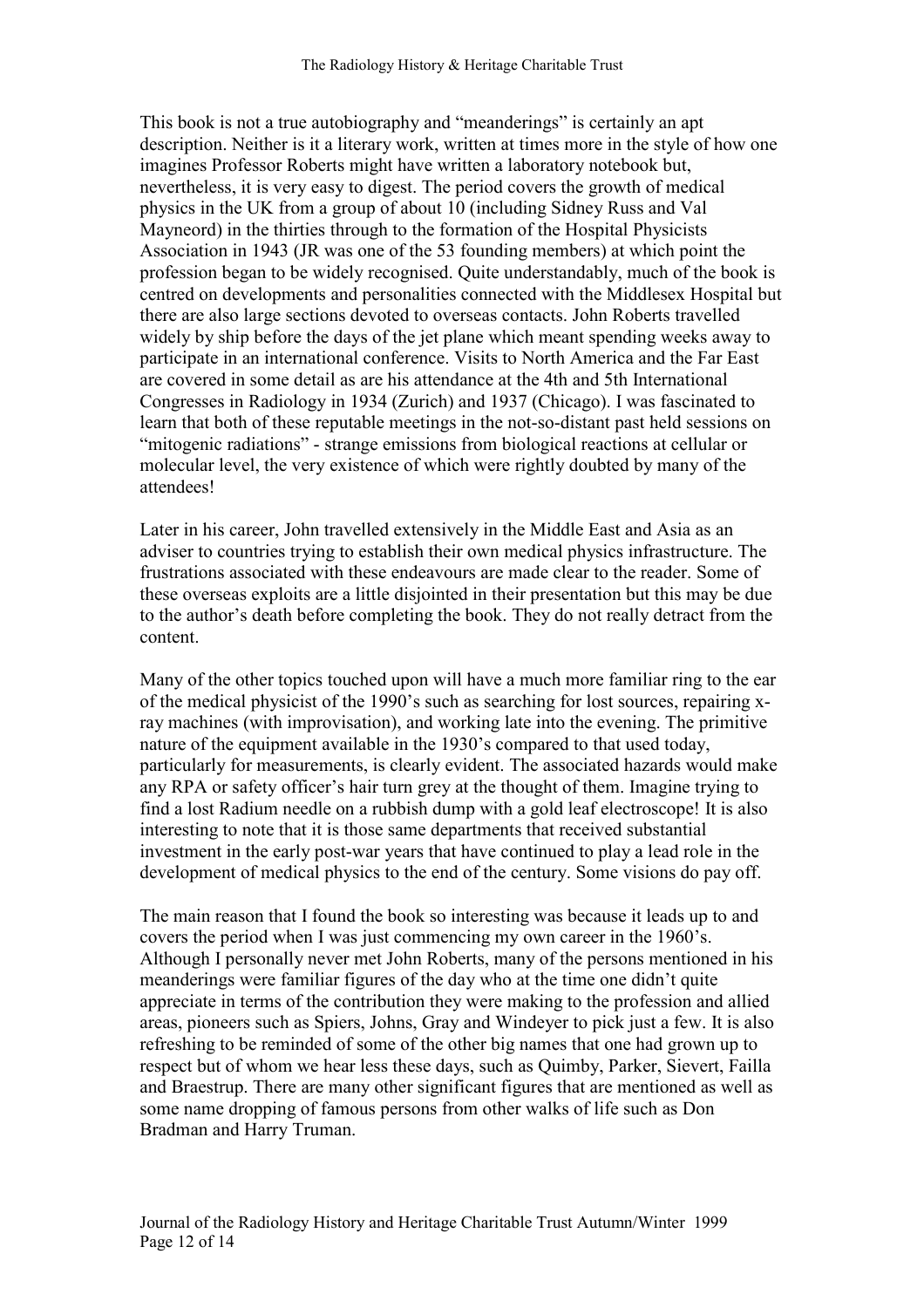This book is not a true autobiography and "meanderings" is certainly an apt description. Neither is it a literary work, written at times more in the style of how one imagines Professor Roberts might have written a laboratory notebook but, nevertheless, it is very easy to digest. The period covers the growth of medical physics in the UK from a group of about 10 (including Sidney Russ and Val Mayneord) in the thirties through to the formation of the Hospital Physicists Association in 1943 (JR was one of the 53 founding members) at which point the profession began to be widely recognised. Quite understandably, much of the book is centred on developments and personalities connected with the Middlesex Hospital but there are also large sections devoted to overseas contacts. John Roberts travelled widely by ship before the days of the jet plane which meant spending weeks away to participate in an international conference. Visits to North America and the Far East are covered in some detail as are his attendance at the 4th and 5th International Congresses in Radiology in 1934 (Zurich) and 1937 (Chicago). I was fascinated to learn that both of these reputable meetings in the not-so-distant past held sessions on "mitogenic radiations" - strange emissions from biological reactions at cellular or molecular level, the very existence of which were rightly doubted by many of the attendees!

Later in his career, John travelled extensively in the Middle East and Asia as an adviser to countries trying to establish their own medical physics infrastructure. The frustrations associated with these endeavours are made clear to the reader. Some of these overseas exploits are a little disjointed in their presentation but this may be due to the author's death before completing the book. They do not really detract from the content.

Many of the other topics touched upon will have a much more familiar ring to the ear of the medical physicist of the 1990's such as searching for lost sources, repairing x-ray machines (with improvisation), and working late into the evening. The primitive nature of the equipment available in the 1930's compared to that used today, particularly for measurements, is clearly evident. The associated hazards would make any RPA or safety officer's hair turn grey at the thought of them. Imagine trying to find a lost Radium needle on a rubbish dump with a gold leaf electroscope! It is also interesting to note that it is those same departments that received substantial investment in the early post-war years that have continued to play a lead role in the development of medical physics to the end of the century. Some visions do pay off.

The main reason that I found the book so interesting was because it leads up to and covers the period when I was just commencing my own career in the 1960's. Although I personally never met John Roberts, many of the persons mentioned in his meanderings were familiar figures of the day who at the time one didn't quite appreciate in terms of the contribution they were making to the profession and allied areas, pioneers such as Spiers, Johns, Gray and Windeyer to pick just a few. It is also refreshing to be reminded of some of the other big names that one had grown up to respect but of whom we hear less these days, such as Quimby, Parker, Sievert, Failla and Braestrup. There are many other significant figures that are mentioned as well as some name dropping of famous persons from other walks of life such as Don Bradman and Harry Truman.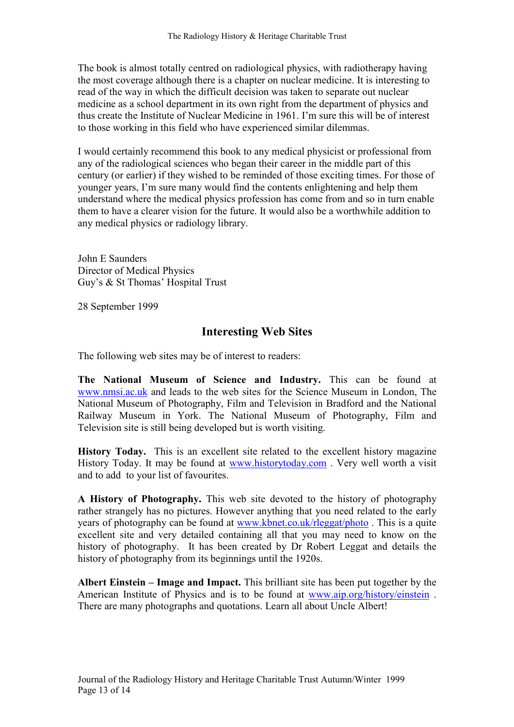The book is almost totally centred on radiological physics, with radiotherapy having the most coverage although there is a chapter on nuclear medicine. It is interesting to read of the way in which the difficult decision was taken to separate out nuclear medicine as a school department in its own right from the department of physics and thus create the Institute of Nuclear Medicine in 1961. I'm sure this will be of interest to those working in this field who have experienced similar dilemmas.

I would certainly recommend this book to any medical physicist or professional from any of the radiological sciences who began their career in the middle part of this century (or earlier) if they wished to be reminded of those exciting times. For those of younger years, I'm sure many would find the contents enlightening and help them understand where the medical physics profession has come from and so in turn enable them to have a clearer vision for the future. It would also be a worthwhile addition to any medical physics or radiology library.

John E Saunders
Director of Medical Physics
Guy's & St Thomas' Hospital Trust

28 September 1999

## Interesting Web Sites

The following web sites may be of interest to readers:

**The National Museum of Science and Industry.** This can be found at www.nmsi.ac.uk and leads to the web sites for the Science Museum in London, The National Museum of Photography, Film and Television in Bradford and the National Railway Museum in York. The National Museum of Photography, Film and Television site is still being developed but is worth visiting.

**History Today.** This is an excellent site related to the excellent history magazine History Today. It may be found at www.historytoday.com . Very well worth a visit and to add to your list of favourites.

**A History of Photography.** This web site devoted to the history of photography rather strangely has no pictures. However anything that you need related to the early years of photography can be found at www.kbnet.co.uk/rleggat/photo . This is a quite excellent site and very detailed containing all that you may need to know on the history of photography. It has been created by Dr Robert Leggat and details the history of photography from its beginnings until the 1920s.

**Albert Einstein – Image and Impact.** This brilliant site has been put together by the American Institute of Physics and is to be found at www.aip.org/history/einstein . There are many photographs and quotations. Learn all about Uncle Albert!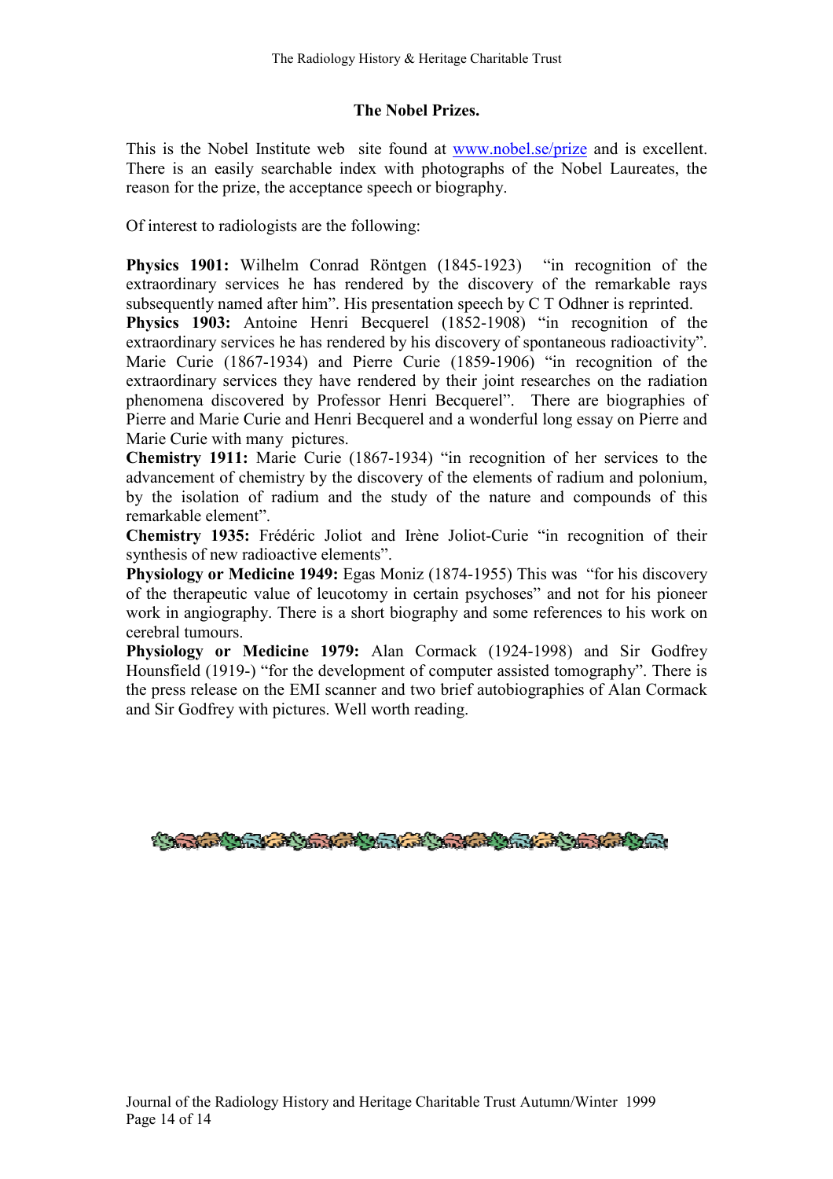## The Nobel Prizes.

This is the Nobel Institute web site found at www.nobel.se/prize and is excellent. There is an easily searchable index with photographs of the Nobel Laureates, the reason for the prize, the acceptance speech or biography.

Of interest to radiologists are the following:

**Physics 1901:** Wilhelm Conrad Röntgen (1845-1923) "in recognition of the extraordinary services he has rendered by the discovery of the remarkable rays subsequently named after him". His presentation speech by C T Odhner is reprinted.

**Physics 1903:** Antoine Henri Becquerel (1852-1908) "in recognition of the extraordinary services he has rendered by his discovery of spontaneous radioactivity". Marie Curie (1867-1934) and Pierre Curie (1859-1906) "in recognition of the extraordinary services they have rendered by their joint researches on the radiation phenomena discovered by Professor Henri Becquerel". There are biographies of Pierre and Marie Curie and Henri Becquerel and a wonderful long essay on Pierre and Marie Curie with many pictures.

**Chemistry 1911:** Marie Curie (1867-1934) "in recognition of her services to the advancement of chemistry by the discovery of the elements of radium and polonium, by the isolation of radium and the study of the nature and compounds of this remarkable element".

**Chemistry 1935:** Frédéric Joliot and Irène Joliot-Curie "in recognition of their synthesis of new radioactive elements".

**Physiology or Medicine 1949:** Egas Moniz (1874-1955) This was "for his discovery of the therapeutic value of leucotomy in certain psychoses" and not for his pioneer work in angiography. There is a short biography and some references to his work on cerebral tumours.

**Physiology or Medicine 1979:** Alan Cormack (1924-1998) and Sir Godfrey Hounsfield (1919-) "for the development of computer assisted tomography". There is the press release on the EMI scanner and two brief autobiographies of Alan Cormack and Sir Godfrey with pictures. Well worth reading.